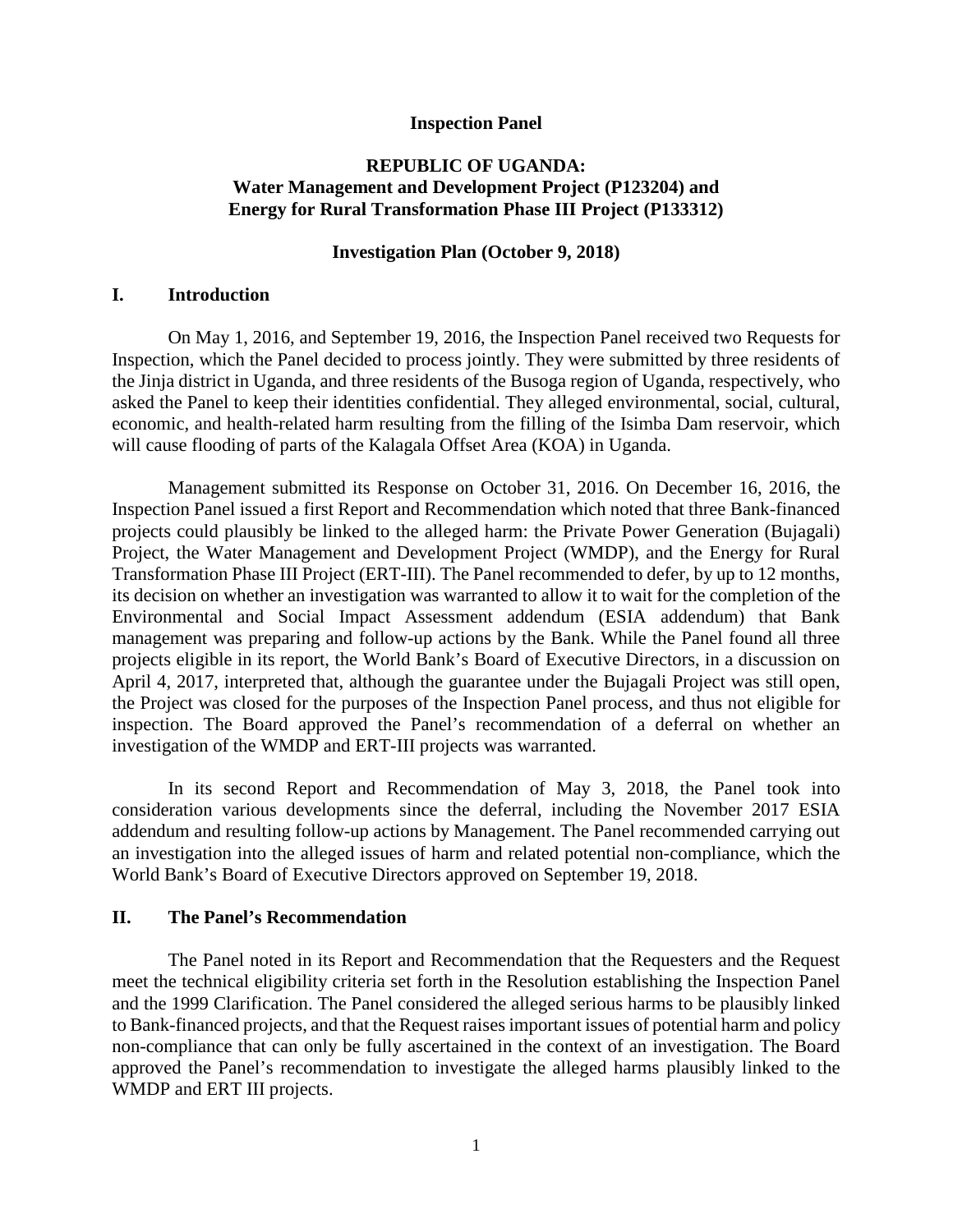**Inspection Panel**

**REPUBLIC OF UGANDA:**
**Water Management and Development Project (P123204) and**
**Energy for Rural Transformation Phase III Project (P133312)**

**Investigation Plan (October 9, 2018)**

## I. Introduction

On May 1, 2016, and September 19, 2016, the Inspection Panel received two Requests for Inspection, which the Panel decided to process jointly. They were submitted by three residents of the Jinja district in Uganda, and three residents of the Busoga region of Uganda, respectively, who asked the Panel to keep their identities confidential. They alleged environmental, social, cultural, economic, and health-related harm resulting from the filling of the Isimba Dam reservoir, which will cause flooding of parts of the Kalagala Offset Area (KOA) in Uganda.

Management submitted its Response on October 31, 2016. On December 16, 2016, the Inspection Panel issued a first Report and Recommendation which noted that three Bank-financed projects could plausibly be linked to the alleged harm: the Private Power Generation (Bujagali) Project, the Water Management and Development Project (WMDP), and the Energy for Rural Transformation Phase III Project (ERT-III). The Panel recommended to defer, by up to 12 months, its decision on whether an investigation was warranted to allow it to wait for the completion of the Environmental and Social Impact Assessment addendum (ESIA addendum) that Bank management was preparing and follow-up actions by the Bank. While the Panel found all three projects eligible in its report, the World Bank's Board of Executive Directors, in a discussion on April 4, 2017, interpreted that, although the guarantee under the Bujagali Project was still open, the Project was closed for the purposes of the Inspection Panel process, and thus not eligible for inspection. The Board approved the Panel's recommendation of a deferral on whether an investigation of the WMDP and ERT-III projects was warranted.

In its second Report and Recommendation of May 3, 2018, the Panel took into consideration various developments since the deferral, including the November 2017 ESIA addendum and resulting follow-up actions by Management. The Panel recommended carrying out an investigation into the alleged issues of harm and related potential non-compliance, which the World Bank's Board of Executive Directors approved on September 19, 2018.

## II. The Panel's Recommendation

The Panel noted in its Report and Recommendation that the Requesters and the Request meet the technical eligibility criteria set forth in the Resolution establishing the Inspection Panel and the 1999 Clarification. The Panel considered the alleged serious harms to be plausibly linked to Bank-financed projects, and that the Request raises important issues of potential harm and policy non-compliance that can only be fully ascertained in the context of an investigation. The Board approved the Panel's recommendation to investigate the alleged harms plausibly linked to the WMDP and ERT III projects.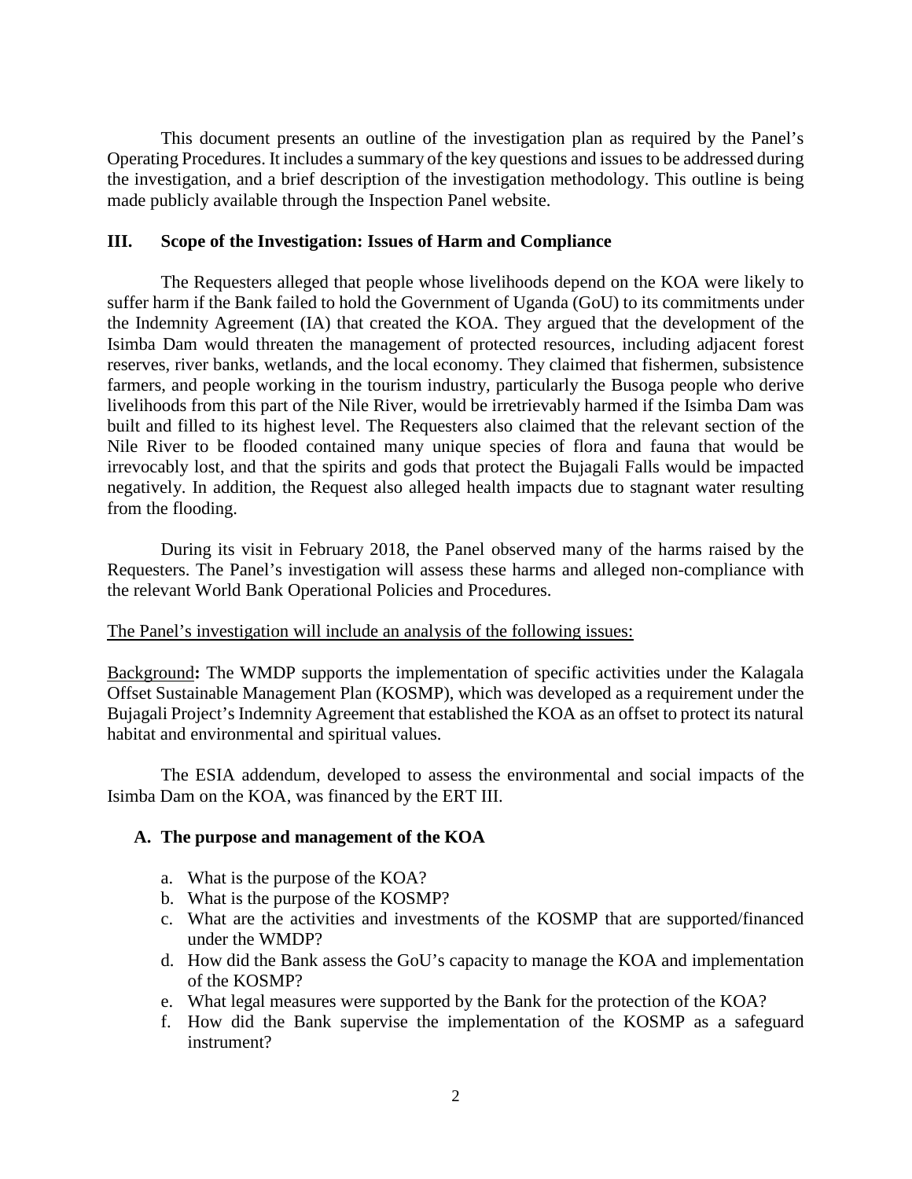This document presents an outline of the investigation plan as required by the Panel's Operating Procedures. It includes a summary of the key questions and issues to be addressed during the investigation, and a brief description of the investigation methodology. This outline is being made publicly available through the Inspection Panel website.

## III. Scope of the Investigation: Issues of Harm and Compliance

The Requesters alleged that people whose livelihoods depend on the KOA were likely to suffer harm if the Bank failed to hold the Government of Uganda (GoU) to its commitments under the Indemnity Agreement (IA) that created the KOA. They argued that the development of the Isimba Dam would threaten the management of protected resources, including adjacent forest reserves, river banks, wetlands, and the local economy. They claimed that fishermen, subsistence farmers, and people working in the tourism industry, particularly the Busoga people who derive livelihoods from this part of the Nile River, would be irretrievably harmed if the Isimba Dam was built and filled to its highest level. The Requesters also claimed that the relevant section of the Nile River to be flooded contained many unique species of flora and fauna that would be irrevocably lost, and that the spirits and gods that protect the Bujagali Falls would be impacted negatively. In addition, the Request also alleged health impacts due to stagnant water resulting from the flooding.

During its visit in February 2018, the Panel observed many of the harms raised by the Requesters. The Panel's investigation will assess these harms and alleged non-compliance with the relevant World Bank Operational Policies and Procedures.

<u>The Panel's investigation will include an analysis of the following issues:</u>

<u>Background</u>**:** The WMDP supports the implementation of specific activities under the Kalagala Offset Sustainable Management Plan (KOSMP), which was developed as a requirement under the Bujagali Project's Indemnity Agreement that established the KOA as an offset to protect its natural habitat and environmental and spiritual values.

The ESIA addendum, developed to assess the environmental and social impacts of the Isimba Dam on the KOA, was financed by the ERT III.

### A. The purpose and management of the KOA

a. What is the purpose of the KOA?
b. What is the purpose of the KOSMP?
c. What are the activities and investments of the KOSMP that are supported/financed under the WMDP?
d. How did the Bank assess the GoU's capacity to manage the KOA and implementation of the KOSMP?
e. What legal measures were supported by the Bank for the protection of the KOA?
f. How did the Bank supervise the implementation of the KOSMP as a safeguard instrument?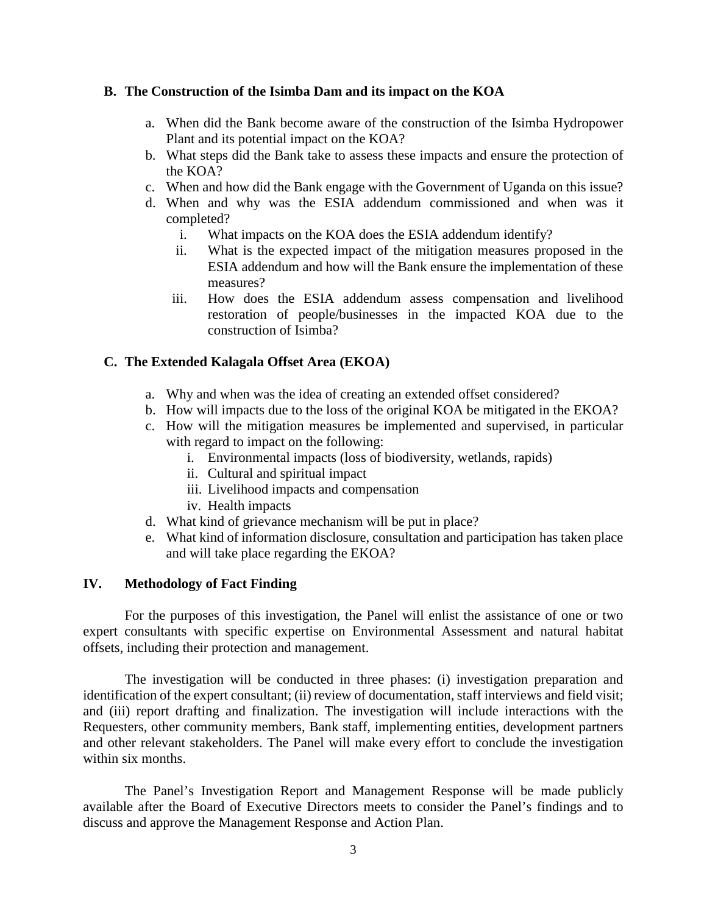### B. The Construction of the Isimba Dam and its impact on the KOA

a. When did the Bank become aware of the construction of the Isimba Hydropower Plant and its potential impact on the KOA?
b. What steps did the Bank take to assess these impacts and ensure the protection of the KOA?
c. When and how did the Bank engage with the Government of Uganda on this issue?
d. When and why was the ESIA addendum commissioned and when was it completed?
    i. What impacts on the KOA does the ESIA addendum identify?
    ii. What is the expected impact of the mitigation measures proposed in the ESIA addendum and how will the Bank ensure the implementation of these measures?
    iii. How does the ESIA addendum assess compensation and livelihood restoration of people/businesses in the impacted KOA due to the construction of Isimba?

### C. The Extended Kalagala Offset Area (EKOA)

a. Why and when was the idea of creating an extended offset considered?
b. How will impacts due to the loss of the original KOA be mitigated in the EKOA?
c. How will the mitigation measures be implemented and supervised, in particular with regard to impact on the following:
    i. Environmental impacts (loss of biodiversity, wetlands, rapids)
    ii. Cultural and spiritual impact
    iii. Livelihood impacts and compensation
    iv. Health impacts
d. What kind of grievance mechanism will be put in place?
e. What kind of information disclosure, consultation and participation has taken place and will take place regarding the EKOA?

## IV. Methodology of Fact Finding

For the purposes of this investigation, the Panel will enlist the assistance of one or two expert consultants with specific expertise on Environmental Assessment and natural habitat offsets, including their protection and management.

The investigation will be conducted in three phases: (i) investigation preparation and identification of the expert consultant; (ii) review of documentation, staff interviews and field visit; and (iii) report drafting and finalization. The investigation will include interactions with the Requesters, other community members, Bank staff, implementing entities, development partners and other relevant stakeholders. The Panel will make every effort to conclude the investigation within six months.

The Panel's Investigation Report and Management Response will be made publicly available after the Board of Executive Directors meets to consider the Panel's findings and to discuss and approve the Management Response and Action Plan.